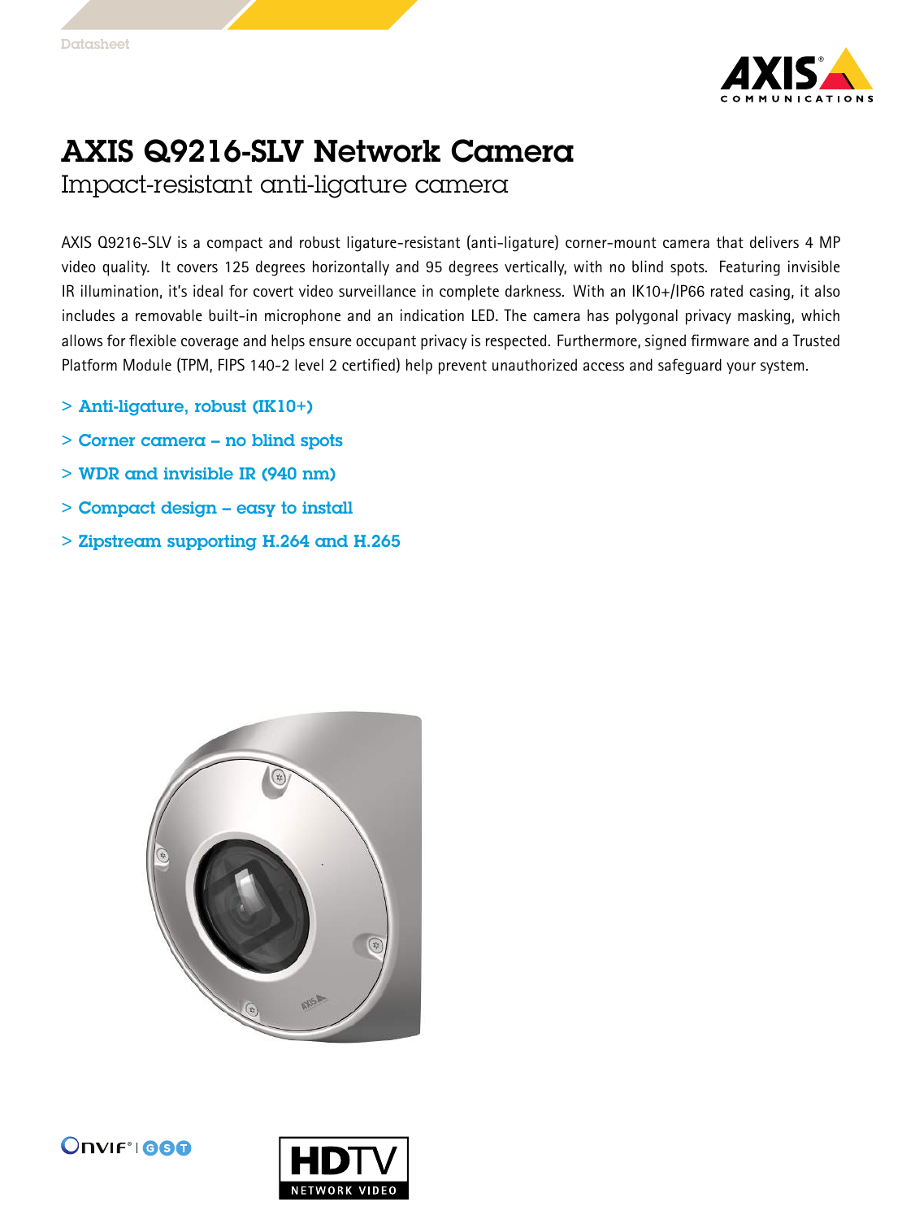Datasheet

# AXIS Q9216-SLV Network Camera

## Impact-resistant anti-ligature camera

AXIS Q9216-SLV is a compact and robust ligature-resistant (anti-ligature) corner-mount camera that delivers 4 MP video quality. It covers 125 degrees horizontally and 95 degrees vertically, with no blind spots. Featuring invisible IR illumination, it's ideal for covert video surveillance in complete darkness. With an IK10+/IP66 rated casing, it also includes a removable built-in microphone and an indication LED. The camera has polygonal privacy masking, which allows for flexible coverage and helps ensure occupant privacy is respected. Furthermore, signed firmware and a Trusted Platform Module (TPM, FIPS 140-2 level 2 certified) help prevent unauthorized access and safeguard your system.

- **Anti-ligature, robust (IK10+)**
- **Corner camera – no blind spots**
- **WDR and invisible IR (940 nm)**
- **Compact design – easy to install**
- **Zipstream supporting H.264 and H.265**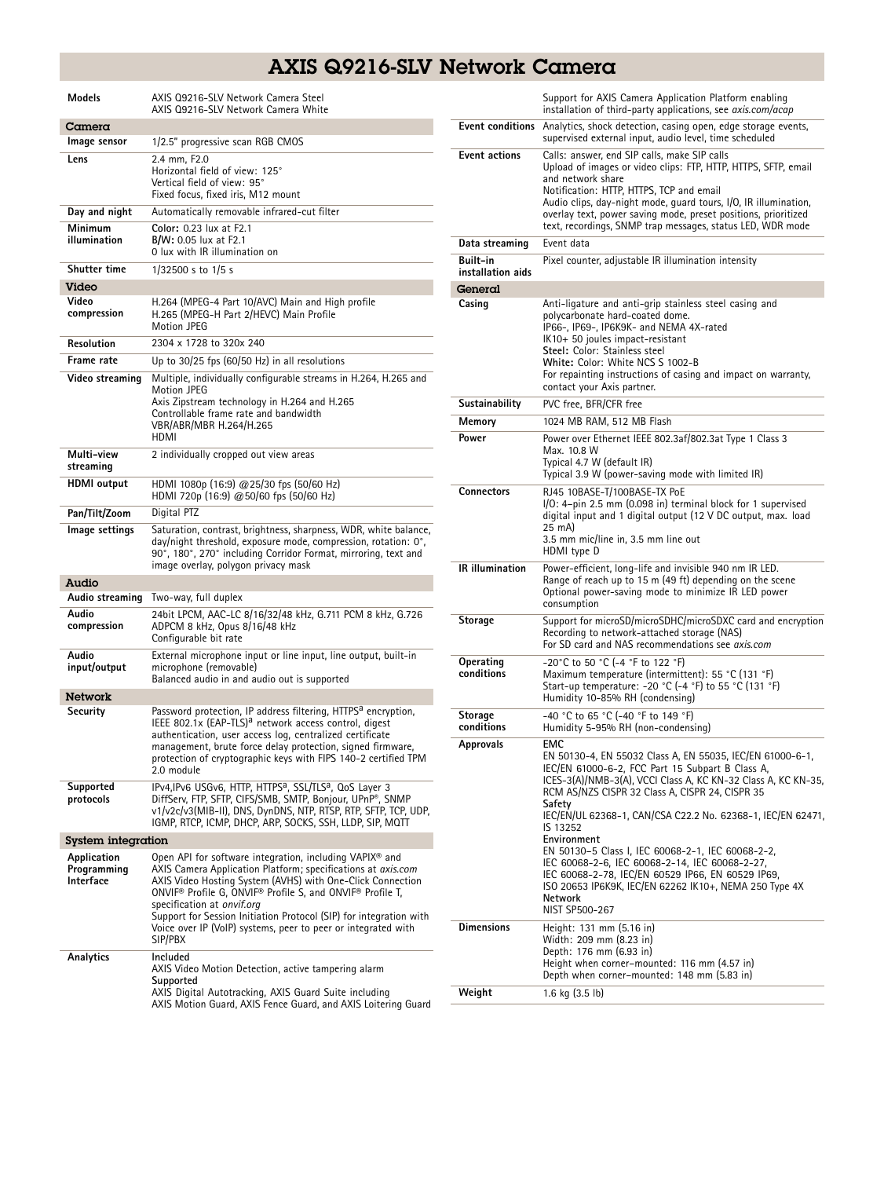# AXIS Q9216-SLV Network Camera

| | |
|---|---|
| **Models** | AXIS Q9216-SLV Network Camera Steel<br>AXIS Q9216-SLV Network Camera White |

## Camera

| | |
|---|---|
| **Image sensor** | 1/2.5" progressive scan RGB CMOS |
| **Lens** | 2.4 mm, F2.0<br>Horizontal field of view: 125°<br>Vertical field of view: 95°<br>Fixed focus, fixed iris, M12 mount |
| **Day and night** | Automatically removable infrared-cut filter |
| **Minimum illumination** | **Color:** 0.23 lux at F2.1<br>**B/W:** 0.05 lux at F2.1<br>0 lux with IR illumination on |
| **Shutter time** | 1/32500 s to 1/5 s |

## Video

| | |
|---|---|
| **Video compression** | H.264 (MPEG-4 Part 10/AVC) Main and High profile<br>H.265 (MPEG-H Part 2/HEVC) Main Profile<br>Motion JPEG |
| **Resolution** | 2304 x 1728 to 320x 240 |
| **Frame rate** | Up to 30/25 fps (60/50 Hz) in all resolutions |
| **Video streaming** | Multiple, individually configurable streams in H.264, H.265 and Motion JPEG<br>Axis Zipstream technology in H.264 and H.265<br>Controllable frame rate and bandwidth<br>VBR/ABR/MBR H.264/H.265<br>HDMI |
| **Multi-view streaming** | 2 individually cropped out view areas |
| **HDMI output** | HDMI 1080p (16:9) @25/30 fps (50/60 Hz)<br>HDMI 720p (16:9) @50/60 fps (50/60 Hz) |
| **Pan/Tilt/Zoom** | Digital PTZ |
| **Image settings** | Saturation, contrast, brightness, sharpness, WDR, white balance, day/night threshold, exposure mode, compression, rotation: 0°, 90°, 180°, 270° including Corridor Format, mirroring, text and image overlay, polygon privacy mask |

## Audio

| | |
|---|---|
| **Audio streaming** | Two-way, full duplex |
| **Audio compression** | 24bit LPCM, AAC-LC 8/16/32/48 kHz, G.711 PCM 8 kHz, G.726 ADPCM 8 kHz, Opus 8/16/48 kHz<br>Configurable bit rate |
| **Audio input/output** | External microphone input or line input, line output, built-in microphone (removable)<br>Balanced audio in and audio out is supported |

## Network

| | |
|---|---|
| **Security** | Password protection, IP address filtering, HTTPS[a] encryption, IEEE 802.1x (EAP-TLS)[a] network access control, digest authentication, user access log, centralized certificate management, brute force delay protection, signed firmware, protection of cryptographic keys with FIPS 140-2 certified TPM 2.0 module |
| **Supported protocols** | IPv4,IPv6 USGv6, HTTP, HTTPS[a], SSL/TLS[a], QoS Layer 3 DiffServ, FTP, SFTP, CIFS/SMB, SMTP, Bonjour, UPnP®, SNMP v1/v2c/v3(MIB-II), DNS, DynDNS, NTP, RTSP, RTP, SFTP, TCP, UDP, IGMP, RTCP, ICMP, DHCP, ARP, SOCKS, SSH, LLDP, SIP, MQTT |

## System integration

| | |
|---|---|
| **Application Programming Interface** | Open API for software integration, including VAPIX® and AXIS Camera Application Platform; specifications at *axis.com*<br>AXIS Video Hosting System (AVHS) with One-Click Connection<br>ONVIF® Profile G, ONVIF® Profile S, and ONVIF® Profile T, specification at *onvif.org*<br>Support for Session Initiation Protocol (SIP) for integration with Voice over IP (VoIP) systems, peer to peer or integrated with SIP/PBX |
| **Analytics** | **Included**<br>AXIS Video Motion Detection, active tampering alarm<br>**Supported**<br>AXIS Digital Autotracking, AXIS Guard Suite including AXIS Motion Guard, AXIS Fence Guard, and AXIS Loitering Guard<br>Support for AXIS Camera Application Platform enabling installation of third-party applications, see *axis.com/acap* |
| **Event conditions** | Analytics, shock detection, casing open, edge storage events, supervised external input, audio level, time scheduled |
| **Event actions** | Calls: answer, end SIP calls, make SIP calls<br>Upload of images or video clips: FTP, HTTP, HTTPS, SFTP, email and network share<br>Notification: HTTP, HTTPS, TCP and email<br>Audio clips, day-night mode, guard tours, I/O, IR illumination, overlay text, power saving mode, preset positions, prioritized text, recordings, SNMP trap messages, status LED, WDR mode |
| **Data streaming** | Event data |
| **Built-in installation aids** | Pixel counter, adjustable IR illumination intensity |

## General

| | |
|---|---|
| **Casing** | Anti-ligature and anti-grip stainless steel casing and polycarbonate hard-coated dome.<br>IP66-, IP69-, IP6K9K- and NEMA 4X-rated<br>IK10+ 50 joules impact-resistant<br>**Steel:** Color: Stainless steel<br>**White:** Color: White NCS S 1002-B<br>For repainting instructions of casing and impact on warranty, contact your Axis partner. |
| **Sustainability** | PVC free, BFR/CFR free |
| **Memory** | 1024 MB RAM, 512 MB Flash |
| **Power** | Power over Ethernet IEEE 802.3af/802.3at Type 1 Class 3<br>Max. 10.8 W<br>Typical 4.7 W (default IR)<br>Typical 3.9 W (power-saving mode with limited IR) |
| **Connectors** | RJ45 10BASE-T/100BASE-TX PoE<br>I/O: 4-pin 2.5 mm (0.098 in) terminal block for 1 supervised digital input and 1 digital output (12 V DC output, max. load 25 mA)<br>3.5 mm mic/line in, 3.5 mm line out<br>HDMI type D |
| **IR illumination** | Power-efficient, long-life and invisible 940 nm IR LED.<br>Range of reach up to 15 m (49 ft) depending on the scene<br>Optional power-saving mode to minimize IR LED power consumption |
| **Storage** | Support for microSD/microSDHC/microSDXC card and encryption<br>Recording to network-attached storage (NAS)<br>For SD card and NAS recommendations see *axis.com* |
| **Operating conditions** | -20°C to 50 °C (-4 °F to 122 °F)<br>Maximum temperature (intermittent): 55 °C (131 °F)<br>Start-up temperature: -20 °C (-4 °F) to 55 °C (131 °F)<br>Humidity 10-85% RH (condensing) |
| **Storage conditions** | -40 °C to 65 °C (-40 °F to 149 °F)<br>Humidity 5-95% RH (non-condensing) |
| **Approvals** | **EMC**<br>EN 50130-4, EN 55032 Class A, EN 55035, IEC/EN 61000-6-1, IEC/EN 61000-6-2, FCC Part 15 Subpart B Class A, ICES-3(A)/NMB-3(A), VCCI Class A, KC KN-32 Class A, KC KN-35, RCM AS/NZS CISPR 32 Class A, CISPR 24, CISPR 35<br>**Safety**<br>IEC/EN/UL 62368-1, CAN/CSA C22.2 No. 62368-1, IEC/EN 62471, IS 13252<br>**Environment**<br>EN 50130-5 Class I, IEC 60068-2-1, IEC 60068-2-2, IEC 60068-2-6, IEC 60068-2-14, IEC 60068-2-27, IEC 60068-2-78, IEC/EN 60529 IP66, EN 60529 IP69, ISO 20653 IP6K9K, IEC/EN 62262 IK10+, NEMA 250 Type 4X<br>**Network**<br>NIST SP500-267 |
| **Dimensions** | Height: 131 mm (5.16 in)<br>Width: 209 mm (8.23 in)<br>Depth: 176 mm (6.93 in)<br>Height when corner-mounted: 116 mm (4.57 in)<br>Depth when corner-mounted: 148 mm (5.83 in) |
| **Weight** | 1.6 kg (3.5 lb) |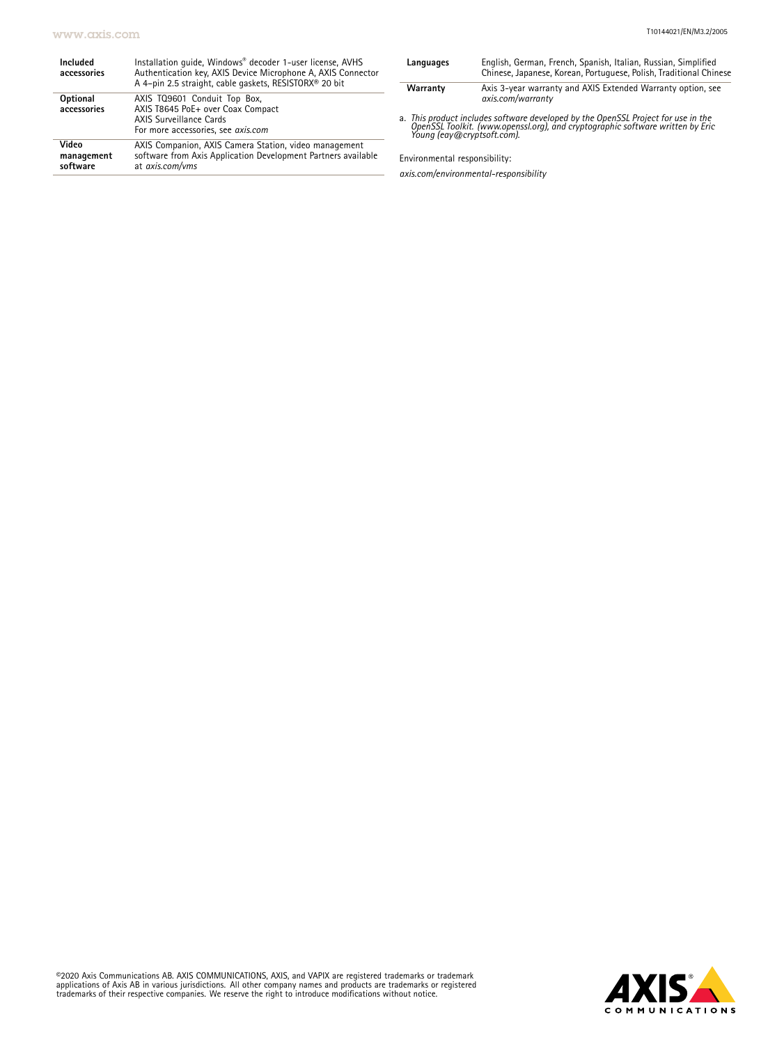| | |
|---|---|
| **Included accessories** | Installation guide, Windows® decoder 1-user license, AVHS Authentication key, AXIS Device Microphone A, AXIS Connector A 4–pin 2.5 straight, cable gaskets, RESISTORX® 20 bit |
| **Optional accessories** | AXIS TQ9601 Conduit Top Box, AXIS T8645 PoE+ over Coax Compact AXIS Surveillance Cards For more accessories, see *axis.com* |
| **Video management software** | AXIS Companion, AXIS Camera Station, video management software from Axis Application Development Partners available at *axis.com/vms* |
| **Languages** | English, German, French, Spanish, Italian, Russian, Simplified Chinese, Japanese, Korean, Portuguese, Polish, Traditional Chinese |
| **Warranty** | Axis 3-year warranty and AXIS Extended Warranty option, see *axis.com/warranty* |

a. *This product includes software developed by the OpenSSL Project for use in the OpenSSL Toolkit. (www.openssl.org), and cryptographic software written by Eric Young (eay@cryptsoft.com).*

Environmental responsibility:

*axis.com/environmental-responsibility*

©2020 Axis Communications AB. AXIS COMMUNICATIONS, AXIS, and VAPIX are registered trademarks or trademark applications of Axis AB in various jurisdictions. All other company names and products are trademarks or registered trademarks of their respective companies. We reserve the right to introduce modifications without notice.